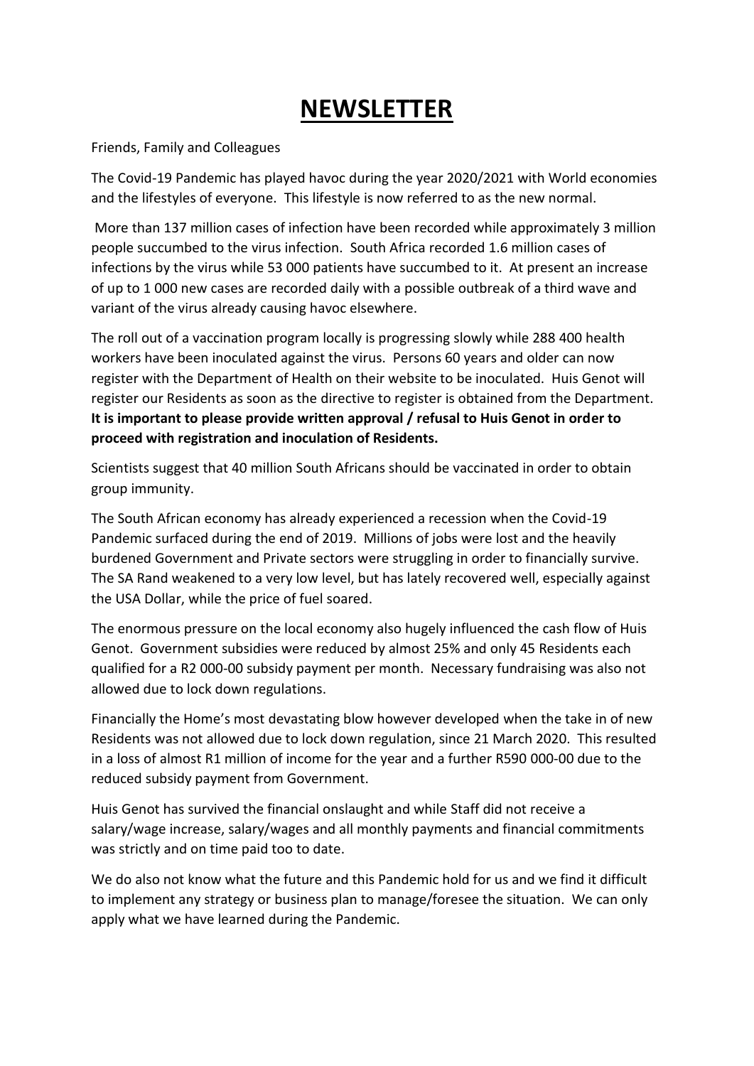# NEWSLETTER

Friends, Family and Colleagues

The Covid-19 Pandemic has played havoc during the year 2020/2021 with World economies and the lifestyles of everyone. This lifestyle is now referred to as the new normal.

More than 137 million cases of infection have been recorded while approximately 3 million people succumbed to the virus infection. South Africa recorded 1.6 million cases of infections by the virus while 53 000 patients have succumbed to it. At present an increase of up to 1 000 new cases are recorded daily with a possible outbreak of a third wave and variant of the virus already causing havoc elsewhere.

The roll out of a vaccination program locally is progressing slowly while 288 400 health workers have been inoculated against the virus. Persons 60 years and older can now register with the Department of Health on their website to be inoculated. Huis Genot will register our Residents as soon as the directive to register is obtained from the Department. **It is important to please provide written approval / refusal to Huis Genot in order to proceed with registration and inoculation of Residents.**

Scientists suggest that 40 million South Africans should be vaccinated in order to obtain group immunity.

The South African economy has already experienced a recession when the Covid-19 Pandemic surfaced during the end of 2019. Millions of jobs were lost and the heavily burdened Government and Private sectors were struggling in order to financially survive. The SA Rand weakened to a very low level, but has lately recovered well, especially against the USA Dollar, while the price of fuel soared.

The enormous pressure on the local economy also hugely influenced the cash flow of Huis Genot. Government subsidies were reduced by almost 25% and only 45 Residents each qualified for a R2 000-00 subsidy payment per month. Necessary fundraising was also not allowed due to lock down regulations.

Financially the Home's most devastating blow however developed when the take in of new Residents was not allowed due to lock down regulation, since 21 March 2020. This resulted in a loss of almost R1 million of income for the year and a further R590 000-00 due to the reduced subsidy payment from Government.

Huis Genot has survived the financial onslaught and while Staff did not receive a salary/wage increase, salary/wages and all monthly payments and financial commitments was strictly and on time paid too to date.

We do also not know what the future and this Pandemic hold for us and we find it difficult to implement any strategy or business plan to manage/foresee the situation. We can only apply what we have learned during the Pandemic.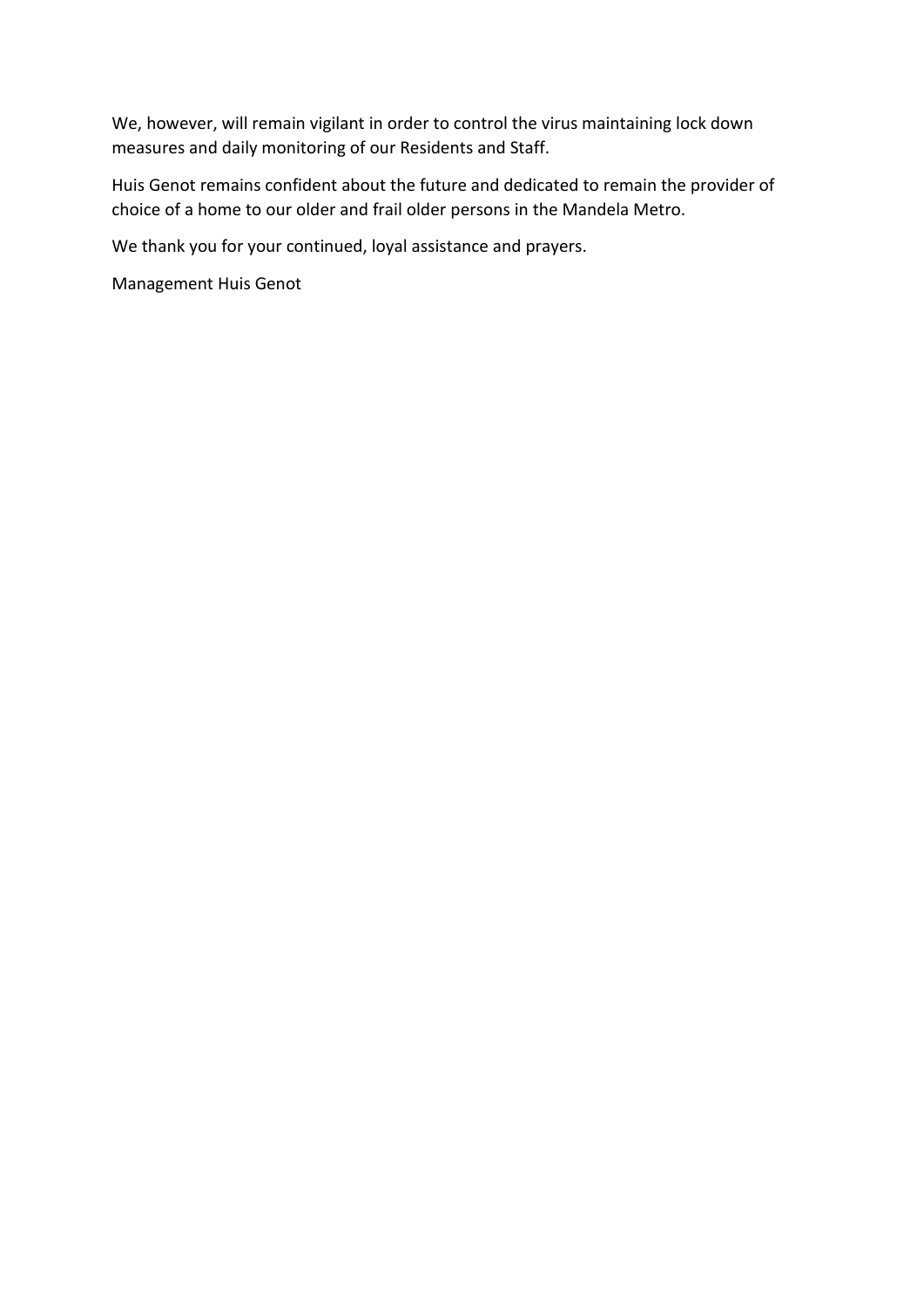We, however, will remain vigilant in order to control the virus maintaining lock down measures and daily monitoring of our Residents and Staff.

Huis Genot remains confident about the future and dedicated to remain the provider of choice of a home to our older and frail older persons in the Mandela Metro.

We thank you for your continued, loyal assistance and prayers.

Management Huis Genot